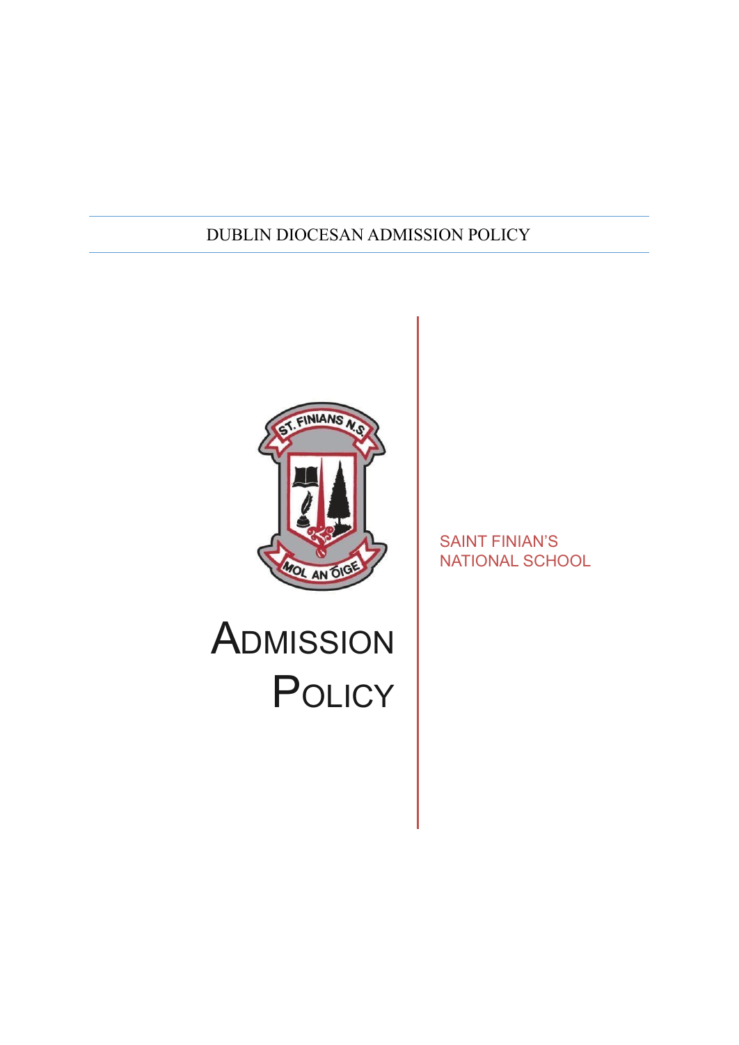DUBLIN DIOCESAN ADMISSION POLICY

ST. FINIANS N.S.

MOL AN ÓIGE

# Admission Policy

SAINT FINIAN'S NATIONAL SCHOOL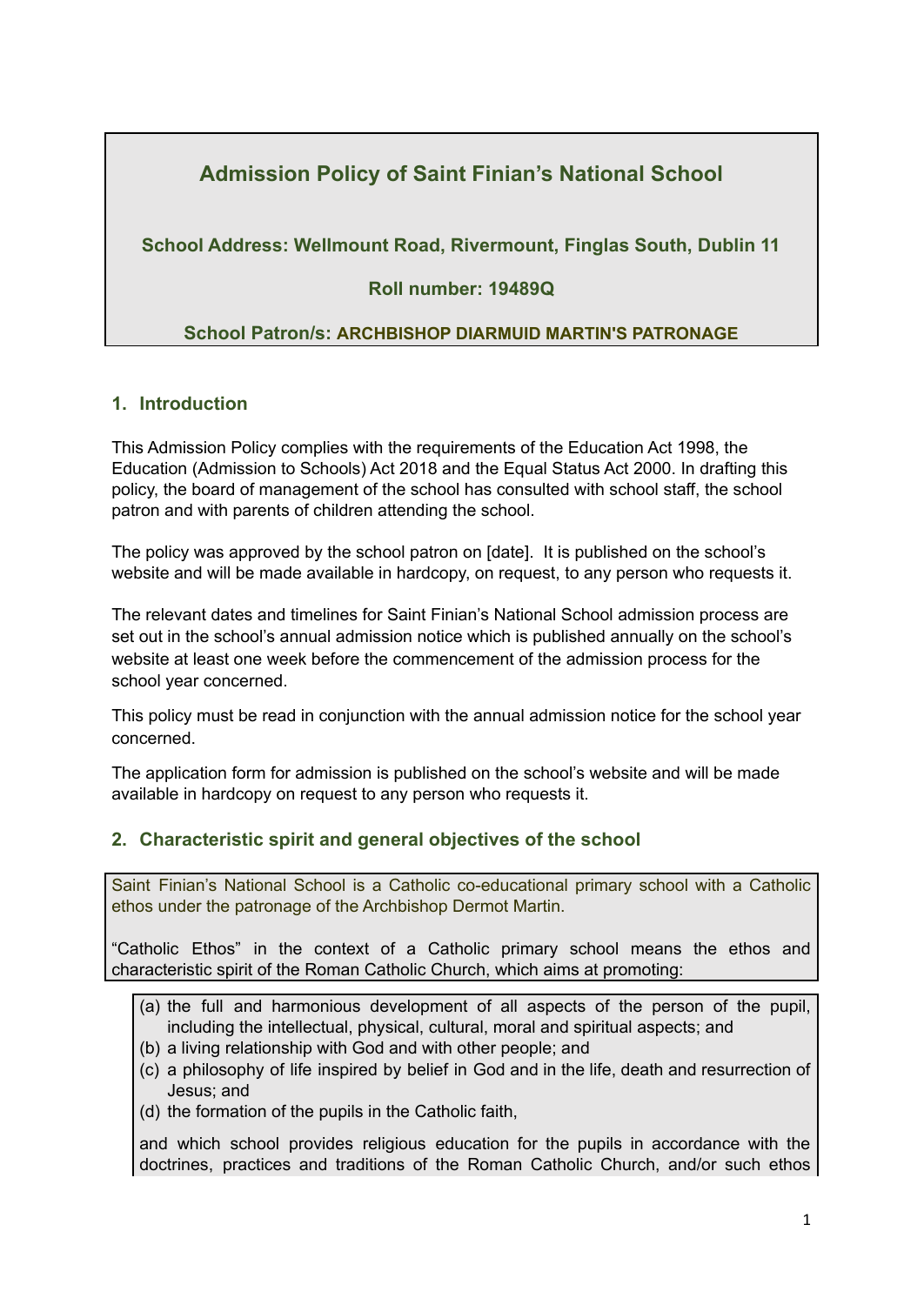# Admission Policy of Saint Finian's National School

**School Address: Wellmount Road, Rivermount, Finglas South, Dublin 11**

**Roll number: 19489Q**

**School Patron/s: ARCHBISHOP DIARMUID MARTIN'S PATRONAGE**

## 1. Introduction

This Admission Policy complies with the requirements of the Education Act 1998, the Education (Admission to Schools) Act 2018 and the Equal Status Act 2000. In drafting this policy, the board of management of the school has consulted with school staff, the school patron and with parents of children attending the school.

The policy was approved by the school patron on [date]. It is published on the school's website and will be made available in hardcopy, on request, to any person who requests it.

The relevant dates and timelines for Saint Finian's National School admission process are set out in the school's annual admission notice which is published annually on the school's website at least one week before the commencement of the admission process for the school year concerned.

This policy must be read in conjunction with the annual admission notice for the school year concerned.

The application form for admission is published on the school's website and will be made available in hardcopy on request to any person who requests it.

## 2. Characteristic spirit and general objectives of the school

Saint Finian's National School is a Catholic co-educational primary school with a Catholic ethos under the patronage of the Archbishop Dermot Martin.

"Catholic Ethos" in the context of a Catholic primary school means the ethos and characteristic spirit of the Roman Catholic Church, which aims at promoting:

(a) the full and harmonious development of all aspects of the person of the pupil, including the intellectual, physical, cultural, moral and spiritual aspects; and
(b) a living relationship with God and with other people; and
(c) a philosophy of life inspired by belief in God and in the life, death and resurrection of Jesus; and
(d) the formation of the pupils in the Catholic faith,

and which school provides religious education for the pupils in accordance with the doctrines, practices and traditions of the Roman Catholic Church, and/or such ethos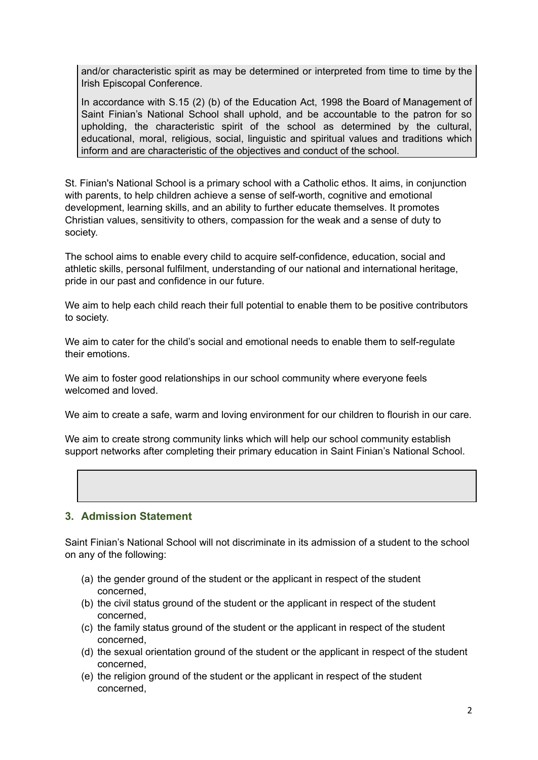and/or characteristic spirit as may be determined or interpreted from time to time by the Irish Episcopal Conference.

In accordance with S.15 (2) (b) of the Education Act, 1998 the Board of Management of Saint Finian's National School shall uphold, and be accountable to the patron for so upholding, the characteristic spirit of the school as determined by the cultural, educational, moral, religious, social, linguistic and spiritual values and traditions which inform and are characteristic of the objectives and conduct of the school.

St. Finian's National School is a primary school with a Catholic ethos. It aims, in conjunction with parents, to help children achieve a sense of self-worth, cognitive and emotional development, learning skills, and an ability to further educate themselves. It promotes Christian values, sensitivity to others, compassion for the weak and a sense of duty to society.

The school aims to enable every child to acquire self-confidence, education, social and athletic skills, personal fulfilment, understanding of our national and international heritage, pride in our past and confidence in our future.

We aim to help each child reach their full potential to enable them to be positive contributors to society.

We aim to cater for the child's social and emotional needs to enable them to self-regulate their emotions.

We aim to foster good relationships in our school community where everyone feels welcomed and loved.

We aim to create a safe, warm and loving environment for our children to flourish in our care.

We aim to create strong community links which will help our school community establish support networks after completing their primary education in Saint Finian's National School.

## 3. Admission Statement

Saint Finian's National School will not discriminate in its admission of a student to the school on any of the following:

(a) the gender ground of the student or the applicant in respect of the student concerned,
(b) the civil status ground of the student or the applicant in respect of the student concerned,
(c) the family status ground of the student or the applicant in respect of the student concerned,
(d) the sexual orientation ground of the student or the applicant in respect of the student concerned,
(e) the religion ground of the student or the applicant in respect of the student concerned,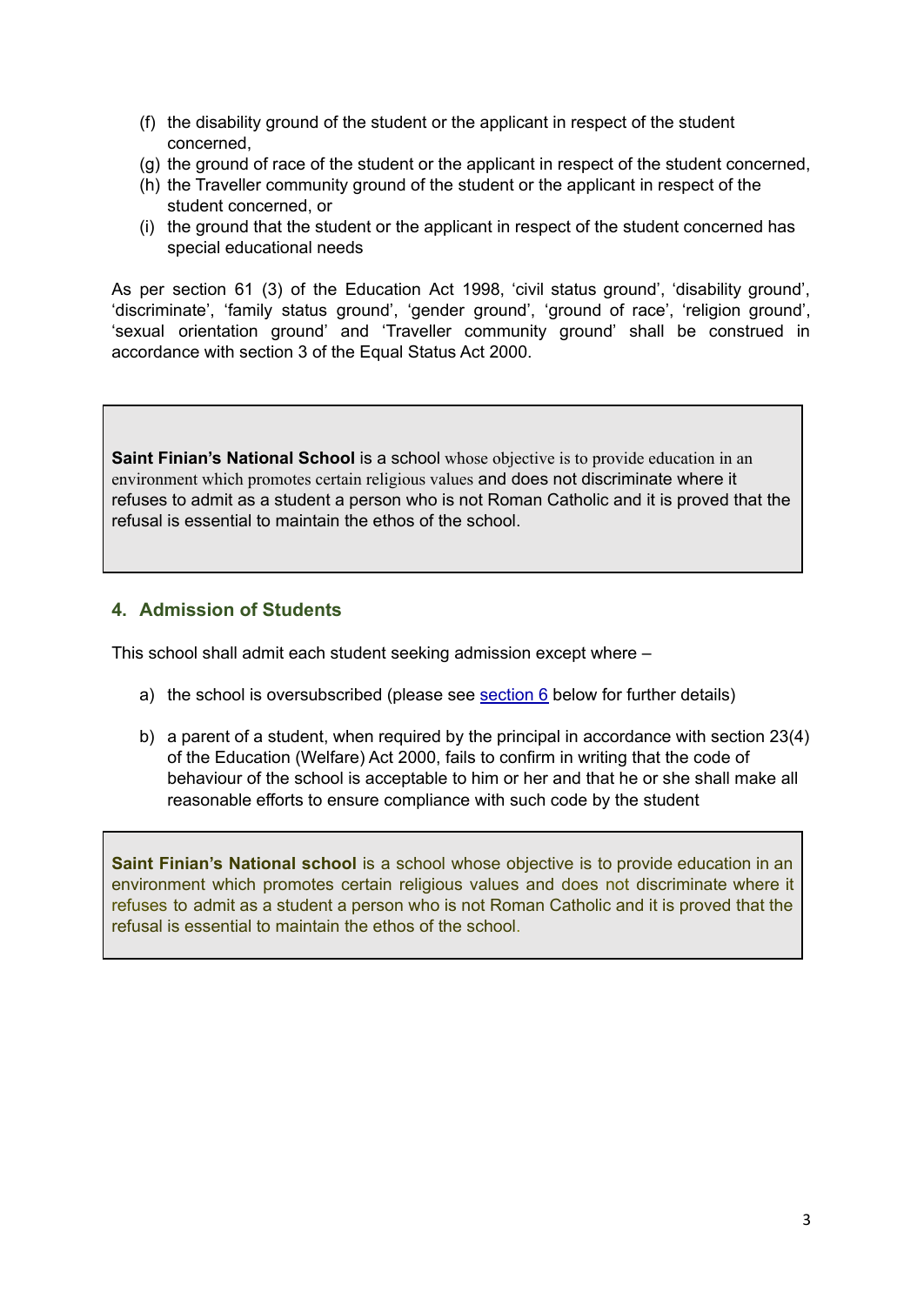(f) the disability ground of the student or the applicant in respect of the student concerned,
(g) the ground of race of the student or the applicant in respect of the student concerned,
(h) the Traveller community ground of the student or the applicant in respect of the student concerned, or
(i) the ground that the student or the applicant in respect of the student concerned has special educational needs

As per section 61 (3) of the Education Act 1998, 'civil status ground', 'disability ground', 'discriminate', 'family status ground', 'gender ground', 'ground of race', 'religion ground', 'sexual orientation ground' and 'Traveller community ground' shall be construed in accordance with section 3 of the Equal Status Act 2000.

> **Saint Finian's National School** is a school whose objective is to provide education in an environment which promotes certain religious values and does not discriminate where it refuses to admit as a student a person who is not Roman Catholic and it is proved that the refusal is essential to maintain the ethos of the school.

## 4. Admission of Students

This school shall admit each student seeking admission except where –

a) the school is oversubscribed (please see section 6 below for further details)

b) a parent of a student, when required by the principal in accordance with section 23(4) of the Education (Welfare) Act 2000, fails to confirm in writing that the code of behaviour of the school is acceptable to him or her and that he or she shall make all reasonable efforts to ensure compliance with such code by the student

> **Saint Finian's National school** is a school whose objective is to provide education in an environment which promotes certain religious values and does not discriminate where it refuses to admit as a student a person who is not Roman Catholic and it is proved that the refusal is essential to maintain the ethos of the school.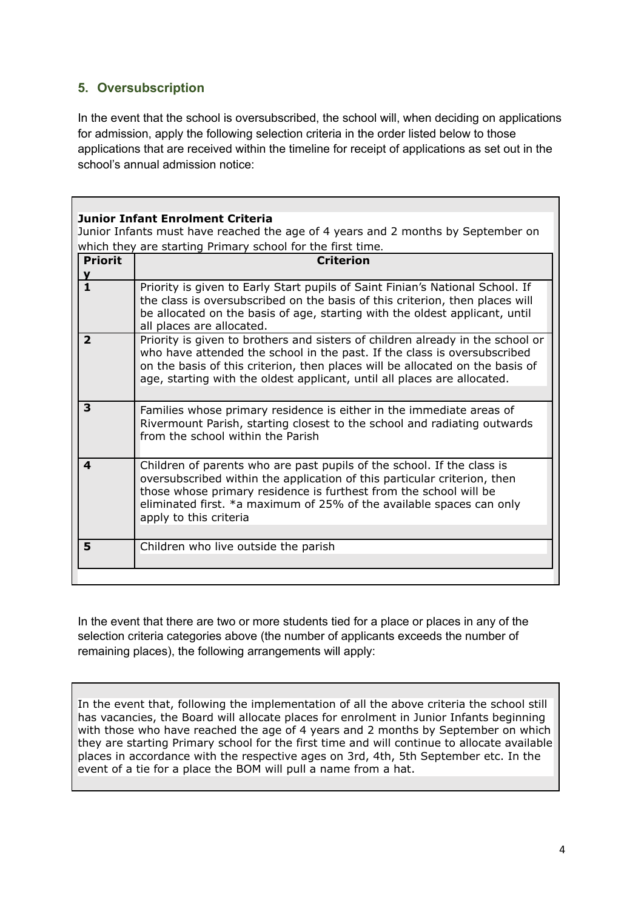## 5. Oversubscription

In the event that the school is oversubscribed, the school will, when deciding on applications for admission, apply the following selection criteria in the order listed below to those applications that are received within the timeline for receipt of applications as set out in the school's annual admission notice:

**Junior Infant Enrolment Criteria**

Junior Infants must have reached the age of 4 years and 2 months by September on which they are starting Primary school for the first time.

| Priority | Criterion |
|---|---|
| 1 | Priority is given to Early Start pupils of Saint Finian's National School. If the class is oversubscribed on the basis of this criterion, then places will be allocated on the basis of age, starting with the oldest applicant, until all places are allocated. |
| 2 | Priority is given to brothers and sisters of children already in the school or who have attended the school in the past. If the class is oversubscribed on the basis of this criterion, then places will be allocated on the basis of age, starting with the oldest applicant, until all places are allocated. |
| 3 | Families whose primary residence is either in the immediate areas of Rivermount Parish, starting closest to the school and radiating outwards from the school within the Parish |
| 4 | Children of parents who are past pupils of the school. If the class is oversubscribed within the application of this particular criterion, then those whose primary residence is furthest from the school will be eliminated first. *a maximum of 25% of the available spaces can only apply to this criteria |
| 5 | Children who live outside the parish |

In the event that there are two or more students tied for a place or places in any of the selection criteria categories above (the number of applicants exceeds the number of remaining places), the following arrangements will apply:

In the event that, following the implementation of all the above criteria the school still has vacancies, the Board will allocate places for enrolment in Junior Infants beginning with those who have reached the age of 4 years and 2 months by September on which they are starting Primary school for the first time and will continue to allocate available places in accordance with the respective ages on 3rd, 4th, 5th September etc. In the event of a tie for a place the BOM will pull a name from a hat.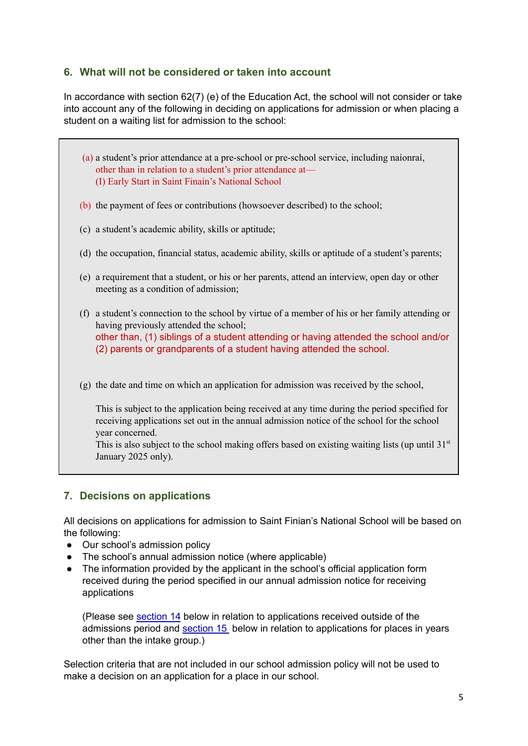## 6. What will not be considered or taken into account

In accordance with section 62(7) (e) of the Education Act, the school will not consider or take into account any of the following in deciding on applications for admission or when placing a student on a waiting list for admission to the school:

(a) a student's prior attendance at a pre-school or pre-school service, including naíonraí, other than in relation to a student's prior attendance at—
(I) Early Start in Saint Finain's National School

(b) the payment of fees or contributions (howsoever described) to the school;

(c) a student's academic ability, skills or aptitude;

(d) the occupation, financial status, academic ability, skills or aptitude of a student's parents;

(e) a requirement that a student, or his or her parents, attend an interview, open day or other meeting as a condition of admission;

(f) a student's connection to the school by virtue of a member of his or her family attending or having previously attended the school;
other than, (1) siblings of a student attending or having attended the school and/or (2) parents or grandparents of a student having attended the school.

(g) the date and time on which an application for admission was received by the school,

This is subject to the application being received at any time during the period specified for receiving applications set out in the annual admission notice of the school for the school year concerned.
This is also subject to the school making offers based on existing waiting lists (up until 31st January 2025 only).

## 7. Decisions on applications

All decisions on applications for admission to Saint Finian's National School will be based on the following:

- Our school's admission policy
- The school's annual admission notice (where applicable)
- The information provided by the applicant in the school's official application form received during the period specified in our annual admission notice for receiving applications

(Please see section 14 below in relation to applications received outside of the admissions period and section 15 below in relation to applications for places in years other than the intake group.)

Selection criteria that are not included in our school admission policy will not be used to make a decision on an application for a place in our school.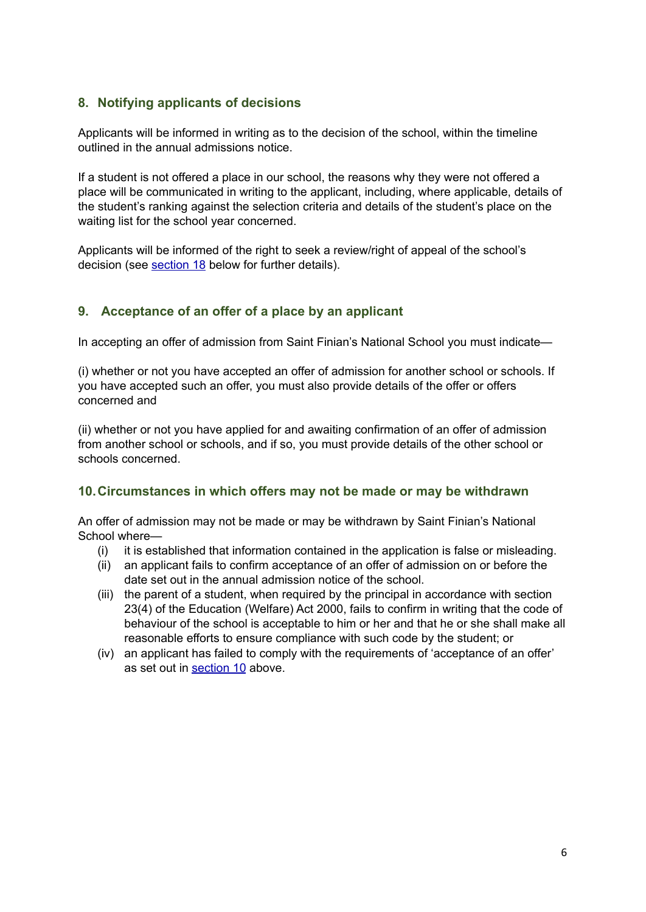## 8. Notifying applicants of decisions

Applicants will be informed in writing as to the decision of the school, within the timeline outlined in the annual admissions notice.

If a student is not offered a place in our school, the reasons why they were not offered a place will be communicated in writing to the applicant, including, where applicable, details of the student's ranking against the selection criteria and details of the student's place on the waiting list for the school year concerned.

Applicants will be informed of the right to seek a review/right of appeal of the school's decision (see section 18 below for further details).

## 9. Acceptance of an offer of a place by an applicant

In accepting an offer of admission from Saint Finian's National School you must indicate—

(i) whether or not you have accepted an offer of admission for another school or schools. If you have accepted such an offer, you must also provide details of the offer or offers concerned and

(ii) whether or not you have applied for and awaiting confirmation of an offer of admission from another school or schools, and if so, you must provide details of the other school or schools concerned.

## 10. Circumstances in which offers may not be made or may be withdrawn

An offer of admission may not be made or may be withdrawn by Saint Finian's National School where—

(i) it is established that information contained in the application is false or misleading.

(ii) an applicant fails to confirm acceptance of an offer of admission on or before the date set out in the annual admission notice of the school.

(iii) the parent of a student, when required by the principal in accordance with section 23(4) of the Education (Welfare) Act 2000, fails to confirm in writing that the code of behaviour of the school is acceptable to him or her and that he or she shall make all reasonable efforts to ensure compliance with such code by the student; or

(iv) an applicant has failed to comply with the requirements of 'acceptance of an offer' as set out in section 10 above.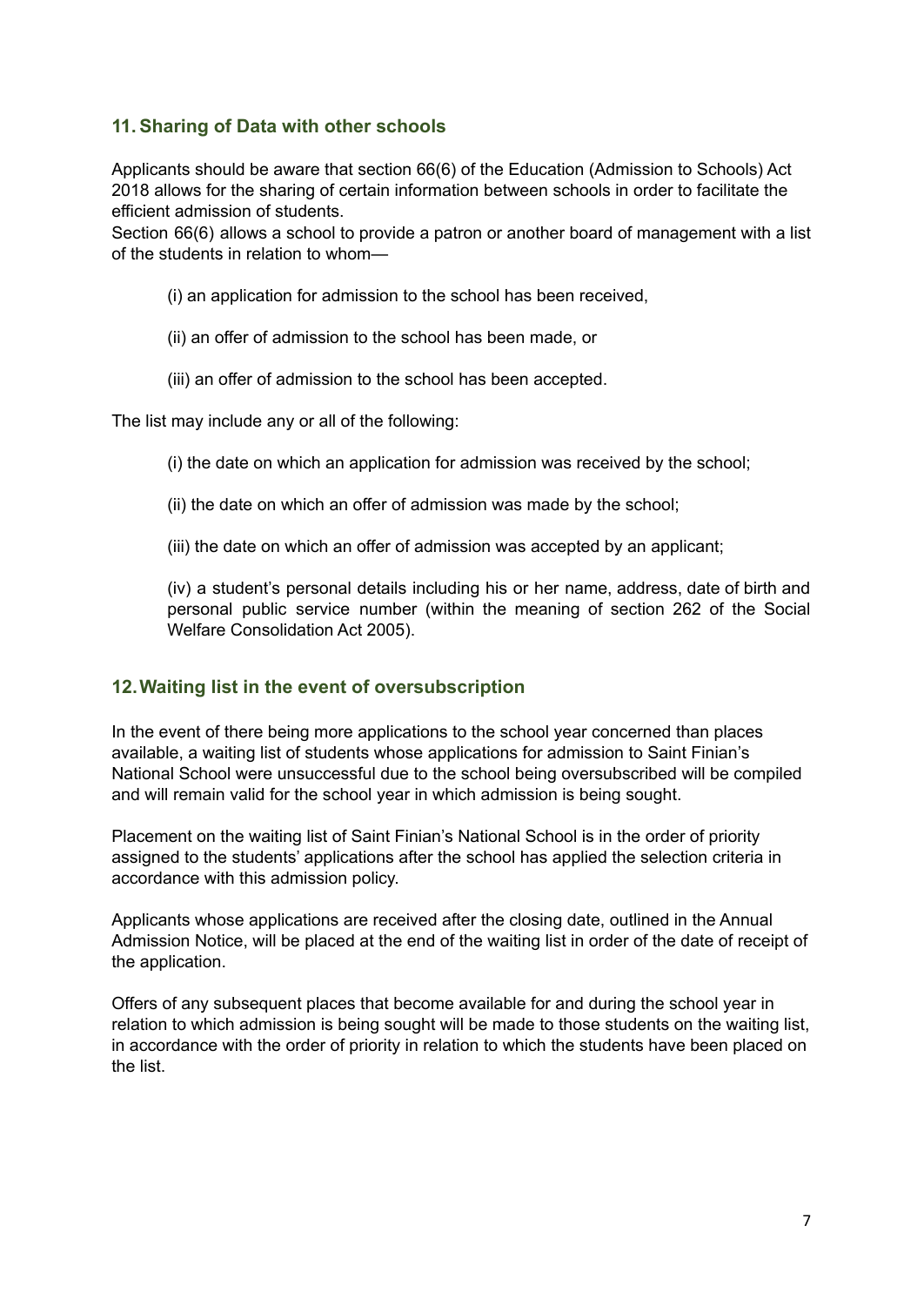## 11. Sharing of Data with other schools

Applicants should be aware that section 66(6) of the Education (Admission to Schools) Act 2018 allows for the sharing of certain information between schools in order to facilitate the efficient admission of students.
Section 66(6) allows a school to provide a patron or another board of management with a list of the students in relation to whom—

(i) an application for admission to the school has been received,

(ii) an offer of admission to the school has been made, or

(iii) an offer of admission to the school has been accepted.

The list may include any or all of the following:

(i) the date on which an application for admission was received by the school;

(ii) the date on which an offer of admission was made by the school;

(iii) the date on which an offer of admission was accepted by an applicant;

(iv) a student's personal details including his or her name, address, date of birth and personal public service number (within the meaning of section 262 of the Social Welfare Consolidation Act 2005).

## 12. Waiting list in the event of oversubscription

In the event of there being more applications to the school year concerned than places available, a waiting list of students whose applications for admission to Saint Finian's National School were unsuccessful due to the school being oversubscribed will be compiled and will remain valid for the school year in which admission is being sought.

Placement on the waiting list of Saint Finian's National School is in the order of priority assigned to the students' applications after the school has applied the selection criteria in accordance with this admission policy.

Applicants whose applications are received after the closing date, outlined in the Annual Admission Notice, will be placed at the end of the waiting list in order of the date of receipt of the application.

Offers of any subsequent places that become available for and during the school year in relation to which admission is being sought will be made to those students on the waiting list, in accordance with the order of priority in relation to which the students have been placed on the list.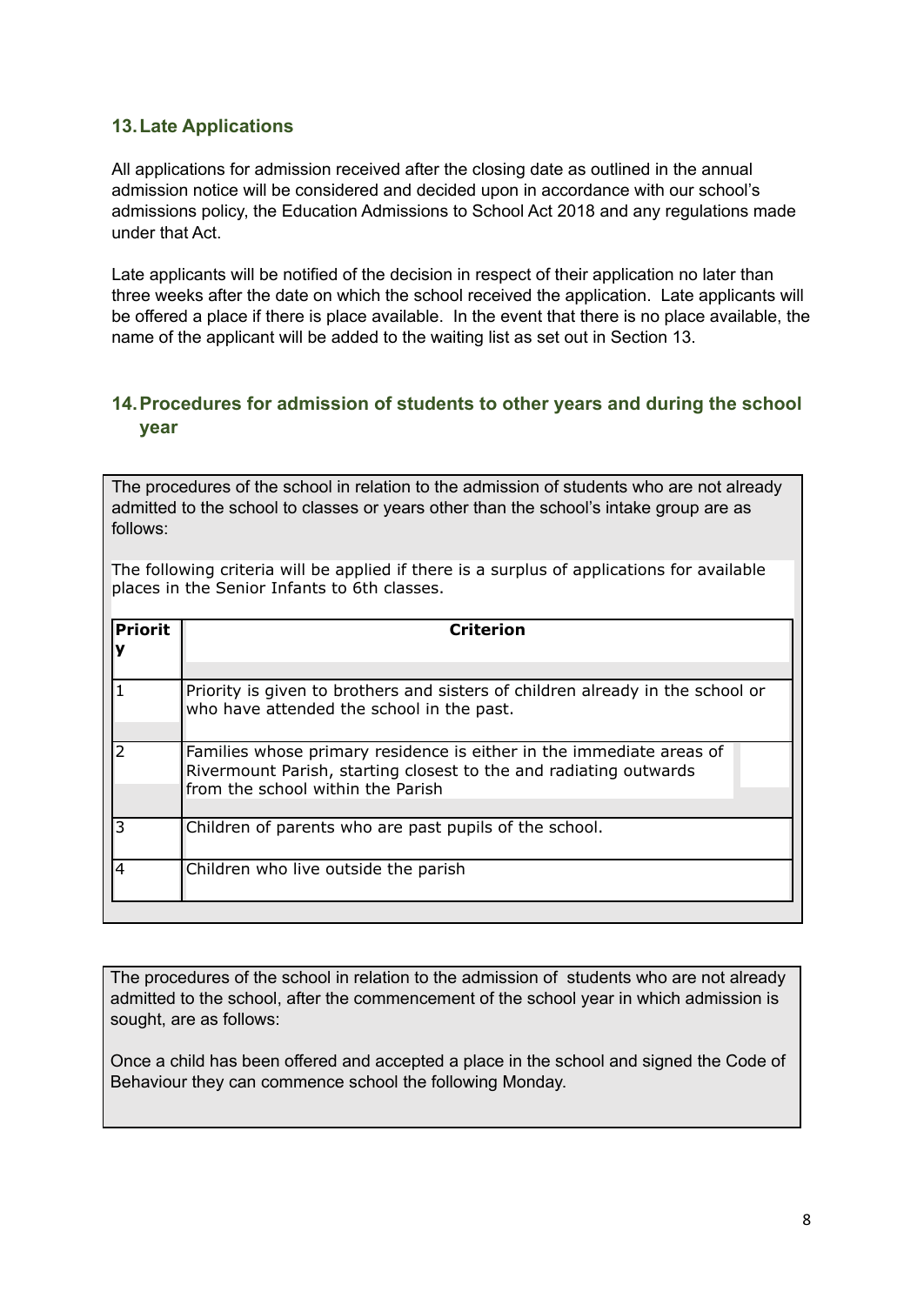## 13. Late Applications

All applications for admission received after the closing date as outlined in the annual admission notice will be considered and decided upon in accordance with our school's admissions policy, the Education Admissions to School Act 2018 and any regulations made under that Act.

Late applicants will be notified of the decision in respect of their application no later than three weeks after the date on which the school received the application. Late applicants will be offered a place if there is place available. In the event that there is no place available, the name of the applicant will be added to the waiting list as set out in Section 13.

## 14. Procedures for admission of students to other years and during the school year

The procedures of the school in relation to the admission of students who are not already admitted to the school to classes or years other than the school's intake group are as follows:

The following criteria will be applied if there is a surplus of applications for available places in the Senior Infants to 6th classes.

| Priority | Criterion |
|---|---|
| 1 | Priority is given to brothers and sisters of children already in the school or who have attended the school in the past. |
| 2 | Families whose primary residence is either in the immediate areas of Rivermount Parish, starting closest to the and radiating outwards from the school within the Parish |
| 3 | Children of parents who are past pupils of the school. |
| 4 | Children who live outside the parish |

The procedures of the school in relation to the admission of students who are not already admitted to the school, after the commencement of the school year in which admission is sought, are as follows:

Once a child has been offered and accepted a place in the school and signed the Code of Behaviour they can commence school the following Monday.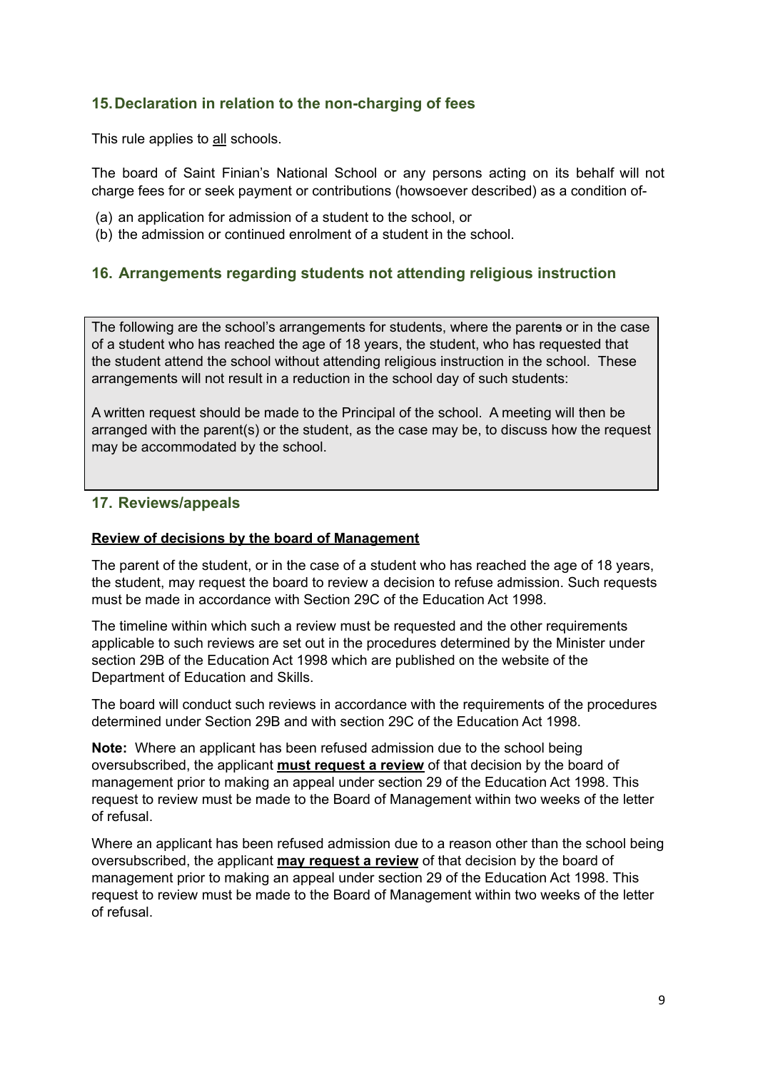## 15. Declaration in relation to the non-charging of fees

This rule applies to all schools.

The board of Saint Finian's National School or any persons acting on its behalf will not charge fees for or seek payment or contributions (howsoever described) as a condition of-

(a) an application for admission of a student to the school, or
(b) the admission or continued enrolment of a student in the school.

## 16. Arrangements regarding students not attending religious instruction

The following are the school's arrangements for students, where the parents or in the case of a student who has reached the age of 18 years, the student, who has requested that the student attend the school without attending religious instruction in the school. These arrangements will not result in a reduction in the school day of such students:

A written request should be made to the Principal of the school. A meeting will then be arranged with the parent(s) or the student, as the case may be, to discuss how the request may be accommodated by the school.

## 17. Reviews/appeals

**Review of decisions by the board of Management**

The parent of the student, or in the case of a student who has reached the age of 18 years, the student, may request the board to review a decision to refuse admission. Such requests must be made in accordance with Section 29C of the Education Act 1998.

The timeline within which such a review must be requested and the other requirements applicable to such reviews are set out in the procedures determined by the Minister under section 29B of the Education Act 1998 which are published on the website of the Department of Education and Skills.

The board will conduct such reviews in accordance with the requirements of the procedures determined under Section 29B and with section 29C of the Education Act 1998.

**Note:** Where an applicant has been refused admission due to the school being oversubscribed, the applicant **must request a review** of that decision by the board of management prior to making an appeal under section 29 of the Education Act 1998. This request to review must be made to the Board of Management within two weeks of the letter of refusal.

Where an applicant has been refused admission due to a reason other than the school being oversubscribed, the applicant **may request a review** of that decision by the board of management prior to making an appeal under section 29 of the Education Act 1998. This request to review must be made to the Board of Management within two weeks of the letter of refusal.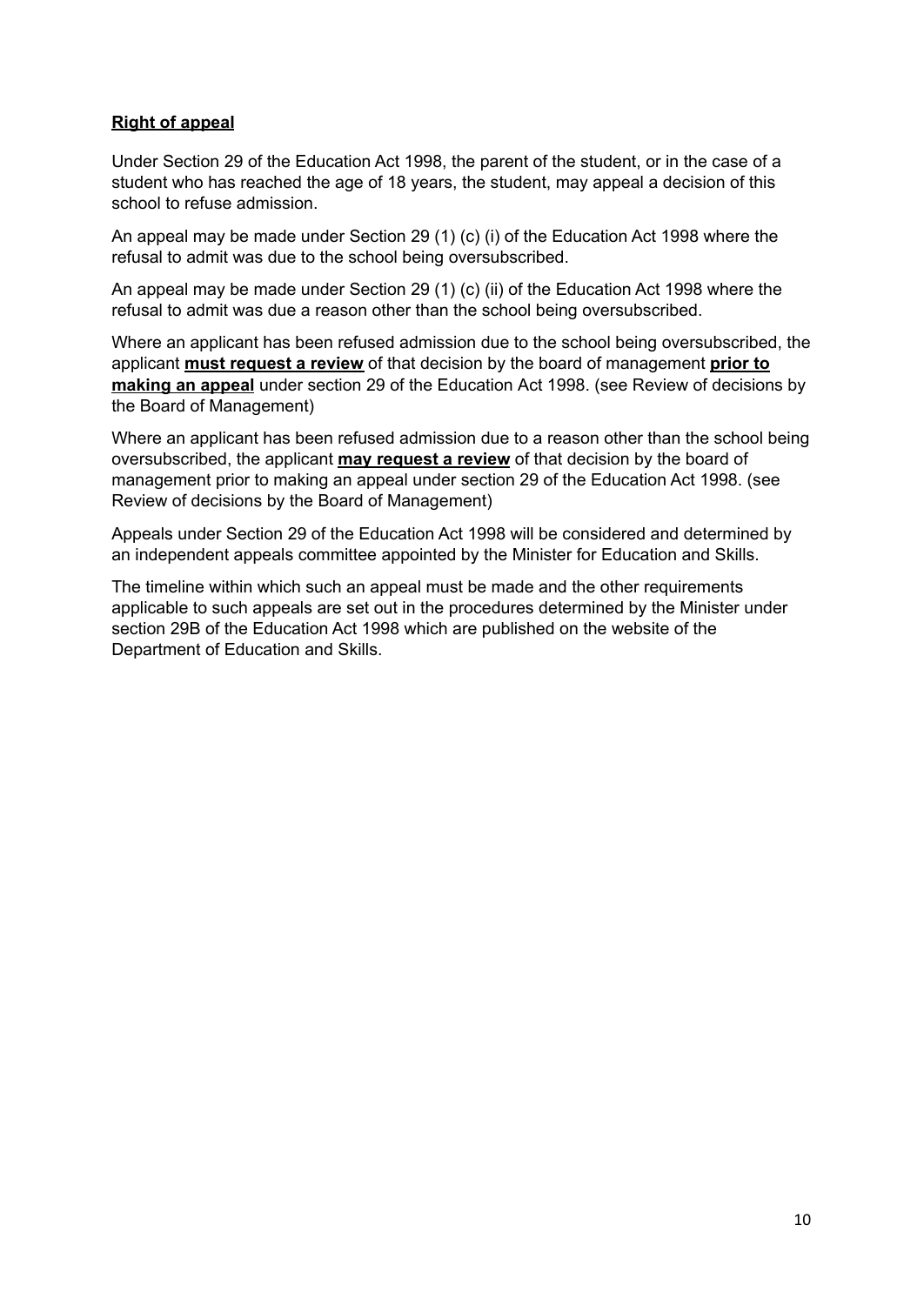**Right of appeal**

Under Section 29 of the Education Act 1998, the parent of the student, or in the case of a student who has reached the age of 18 years, the student, may appeal a decision of this school to refuse admission.

An appeal may be made under Section 29 (1) (c) (i) of the Education Act 1998 where the refusal to admit was due to the school being oversubscribed.

An appeal may be made under Section 29 (1) (c) (ii) of the Education Act 1998 where the refusal to admit was due a reason other than the school being oversubscribed.

Where an applicant has been refused admission due to the school being oversubscribed, the applicant **must request a review** of that decision by the board of management **prior to making an appeal** under section 29 of the Education Act 1998. (see Review of decisions by the Board of Management)

Where an applicant has been refused admission due to a reason other than the school being oversubscribed, the applicant **may request a review** of that decision by the board of management prior to making an appeal under section 29 of the Education Act 1998. (see Review of decisions by the Board of Management)

Appeals under Section 29 of the Education Act 1998 will be considered and determined by an independent appeals committee appointed by the Minister for Education and Skills.

The timeline within which such an appeal must be made and the other requirements applicable to such appeals are set out in the procedures determined by the Minister under section 29B of the Education Act 1998 which are published on the website of the Department of Education and Skills.